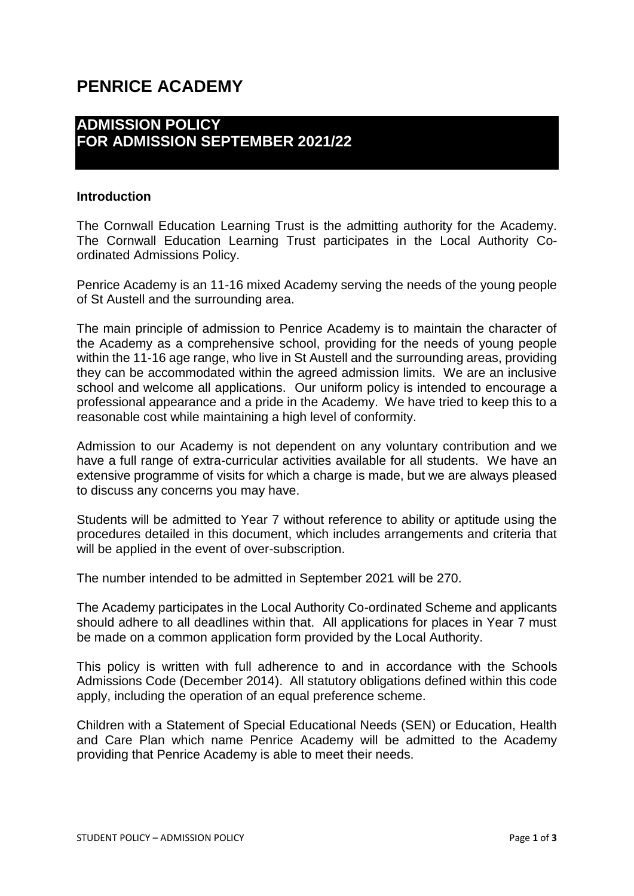# PENRICE ACADEMY

## ADMISSION POLICY
## FOR ADMISSION SEPTEMBER 2021/22

**Introduction**

The Cornwall Education Learning Trust is the admitting authority for the Academy. The Cornwall Education Learning Trust participates in the Local Authority Co-ordinated Admissions Policy.

Penrice Academy is an 11-16 mixed Academy serving the needs of the young people of St Austell and the surrounding area.

The main principle of admission to Penrice Academy is to maintain the character of the Academy as a comprehensive school, providing for the needs of young people within the 11-16 age range, who live in St Austell and the surrounding areas, providing they can be accommodated within the agreed admission limits. We are an inclusive school and welcome all applications. Our uniform policy is intended to encourage a professional appearance and a pride in the Academy. We have tried to keep this to a reasonable cost while maintaining a high level of conformity.

Admission to our Academy is not dependent on any voluntary contribution and we have a full range of extra-curricular activities available for all students. We have an extensive programme of visits for which a charge is made, but we are always pleased to discuss any concerns you may have.

Students will be admitted to Year 7 without reference to ability or aptitude using the procedures detailed in this document, which includes arrangements and criteria that will be applied in the event of over-subscription.

The number intended to be admitted in September 2021 will be 270.

The Academy participates in the Local Authority Co-ordinated Scheme and applicants should adhere to all deadlines within that. All applications for places in Year 7 must be made on a common application form provided by the Local Authority.

This policy is written with full adherence to and in accordance with the Schools Admissions Code (December 2014). All statutory obligations defined within this code apply, including the operation of an equal preference scheme.

Children with a Statement of Special Educational Needs (SEN) or Education, Health and Care Plan which name Penrice Academy will be admitted to the Academy providing that Penrice Academy is able to meet their needs.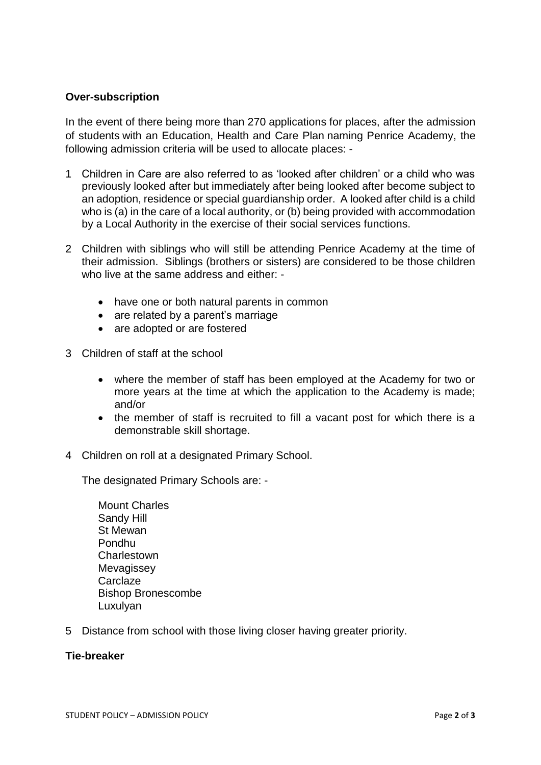**Over-subscription**

In the event of there being more than 270 applications for places, after the admission of students with an Education, Health and Care Plan naming Penrice Academy, the following admission criteria will be used to allocate places: -

1. Children in Care are also referred to as 'looked after children' or a child who was previously looked after but immediately after being looked after become subject to an adoption, residence or special guardianship order. A looked after child is a child who is (a) in the care of a local authority, or (b) being provided with accommodation by a Local Authority in the exercise of their social services functions.

2. Children with siblings who will still be attending Penrice Academy at the time of their admission. Siblings (brothers or sisters) are considered to be those children who live at the same address and either: -

   - have one or both natural parents in common
   - are related by a parent's marriage
   - are adopted or are fostered

3. Children of staff at the school

   - where the member of staff has been employed at the Academy for two or more years at the time at which the application to the Academy is made; and/or
   - the member of staff is recruited to fill a vacant post for which there is a demonstrable skill shortage.

4. Children on roll at a designated Primary School.

   The designated Primary Schools are: -

   Mount Charles
   Sandy Hill
   St Mewan
   Pondhu
   Charlestown
   Mevagissey
   Carclaze
   Bishop Bronescombe
   Luxulyan

5. Distance from school with those living closer having greater priority.

**Tie-breaker**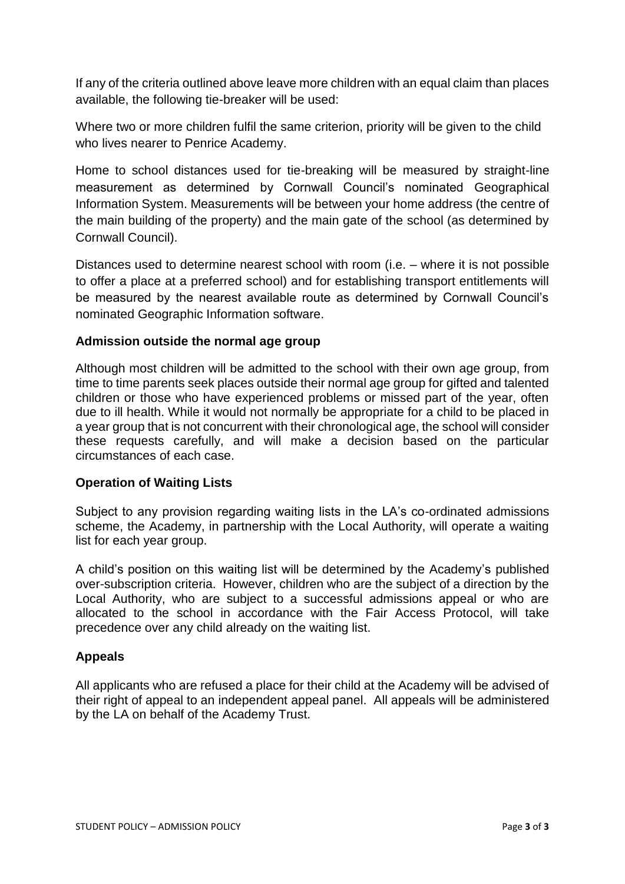If any of the criteria outlined above leave more children with an equal claim than places available, the following tie-breaker will be used:

Where two or more children fulfil the same criterion, priority will be given to the child who lives nearer to Penrice Academy.

Home to school distances used for tie-breaking will be measured by straight-line measurement as determined by Cornwall Council's nominated Geographical Information System. Measurements will be between your home address (the centre of the main building of the property) and the main gate of the school (as determined by Cornwall Council).

Distances used to determine nearest school with room (i.e. – where it is not possible to offer a place at a preferred school) and for establishing transport entitlements will be measured by the nearest available route as determined by Cornwall Council's nominated Geographic Information software.

**Admission outside the normal age group**

Although most children will be admitted to the school with their own age group, from time to time parents seek places outside their normal age group for gifted and talented children or those who have experienced problems or missed part of the year, often due to ill health. While it would not normally be appropriate for a child to be placed in a year group that is not concurrent with their chronological age, the school will consider these requests carefully, and will make a decision based on the particular circumstances of each case.

**Operation of Waiting Lists**

Subject to any provision regarding waiting lists in the LA's co-ordinated admissions scheme, the Academy, in partnership with the Local Authority, will operate a waiting list for each year group.

A child's position on this waiting list will be determined by the Academy's published over-subscription criteria. However, children who are the subject of a direction by the Local Authority, who are subject to a successful admissions appeal or who are allocated to the school in accordance with the Fair Access Protocol, will take precedence over any child already on the waiting list.

**Appeals**

All applicants who are refused a place for their child at the Academy will be advised of their right of appeal to an independent appeal panel. All appeals will be administered by the LA on behalf of the Academy Trust.